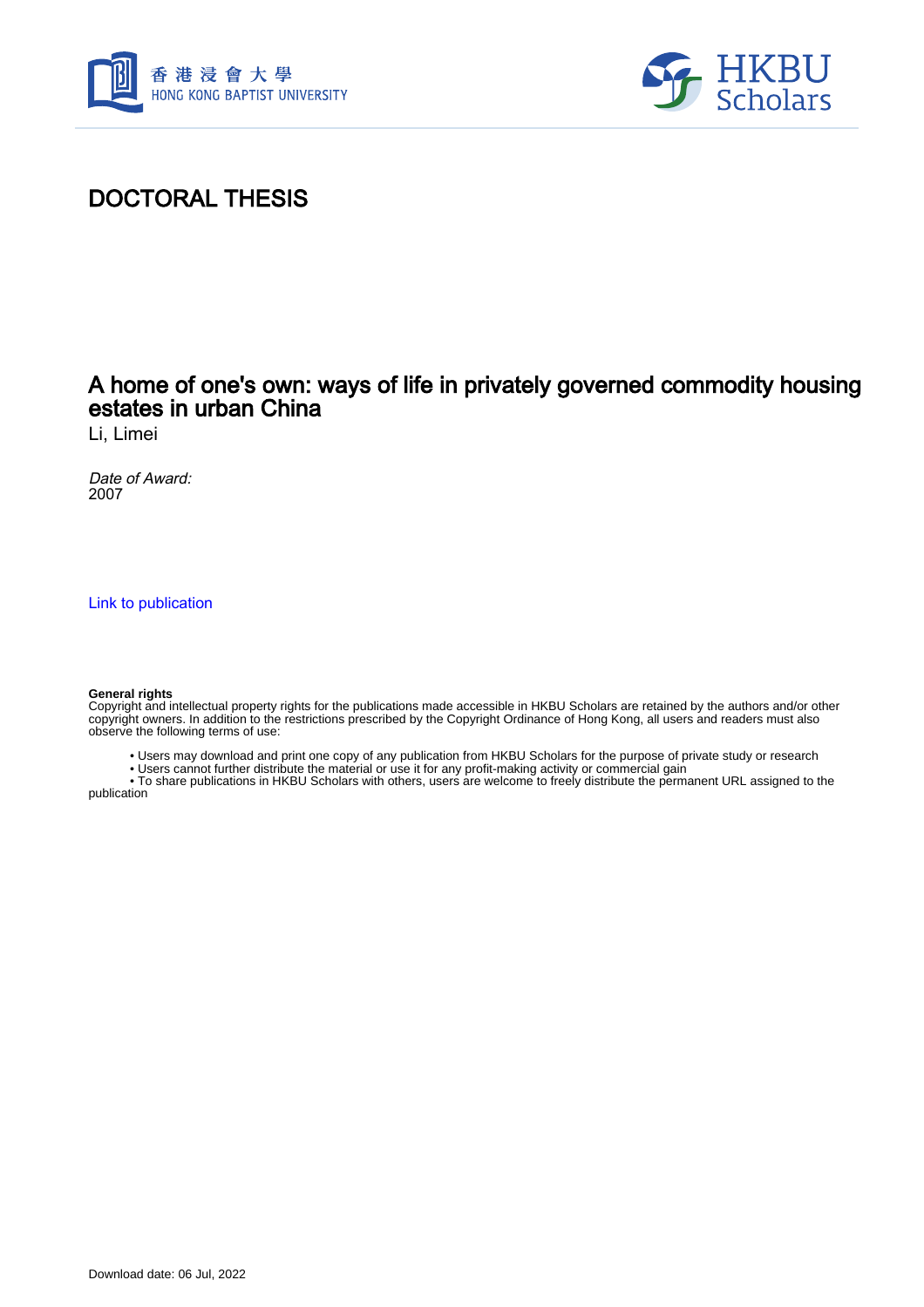# DOCTORAL THESIS

## A home of one's own: ways of life in privately governed commodity housing estates in urban China

Li, Limei

*Date of Award:*
2007

Link to publication

**General rights**
Copyright and intellectual property rights for the publications made accessible in HKBU Scholars are retained by the authors and/or other copyright owners. In addition to the restrictions prescribed by the Copyright Ordinance of Hong Kong, all users and readers must also observe the following terms of use:

- Users may download and print one copy of any publication from HKBU Scholars for the purpose of private study or research
- Users cannot further distribute the material or use it for any profit-making activity or commercial gain
- To share publications in HKBU Scholars with others, users are welcome to freely distribute the permanent URL assigned to the publication

Download date: 06 Jul, 2022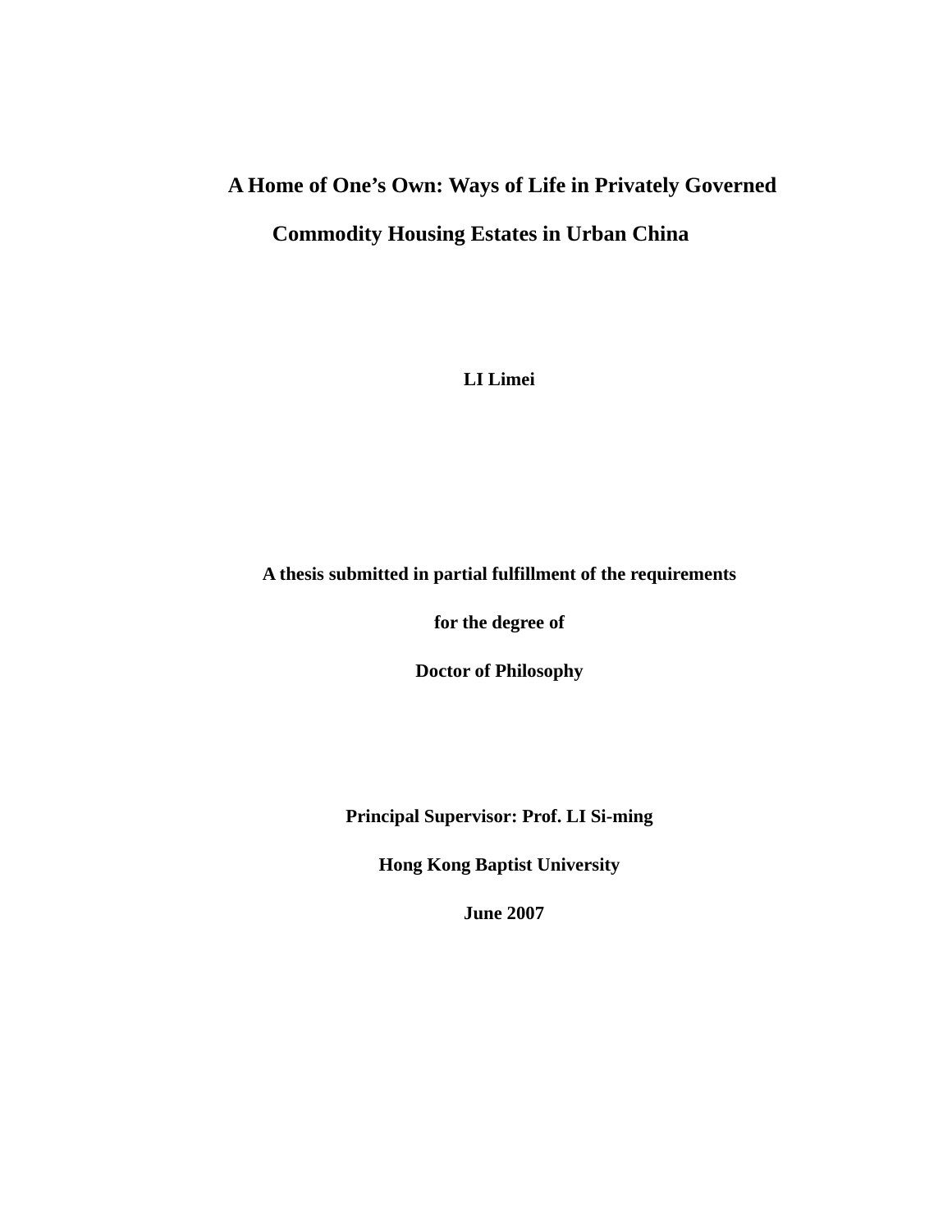# A Home of One's Own: Ways of Life in Privately Governed Commodity Housing Estates in Urban China

**LI Limei**

**A thesis submitted in partial fulfillment of the requirements**

**for the degree of**

**Doctor of Philosophy**

**Principal Supervisor: Prof. LI Si-ming**

**Hong Kong Baptist University**

**June 2007**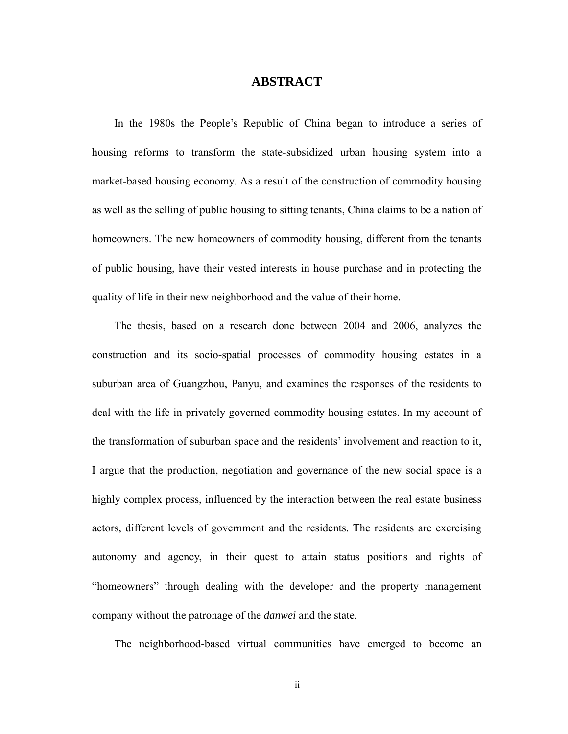# ABSTRACT

In the 1980s the People's Republic of China began to introduce a series of housing reforms to transform the state-subsidized urban housing system into a market-based housing economy. As a result of the construction of commodity housing as well as the selling of public housing to sitting tenants, China claims to be a nation of homeowners. The new homeowners of commodity housing, different from the tenants of public housing, have their vested interests in house purchase and in protecting the quality of life in their new neighborhood and the value of their home.

The thesis, based on a research done between 2004 and 2006, analyzes the construction and its socio-spatial processes of commodity housing estates in a suburban area of Guangzhou, Panyu, and examines the responses of the residents to deal with the life in privately governed commodity housing estates. In my account of the transformation of suburban space and the residents' involvement and reaction to it, I argue that the production, negotiation and governance of the new social space is a highly complex process, influenced by the interaction between the real estate business actors, different levels of government and the residents. The residents are exercising autonomy and agency, in their quest to attain status positions and rights of "homeowners" through dealing with the developer and the property management company without the patronage of the *danwei* and the state.

The neighborhood-based virtual communities have emerged to become an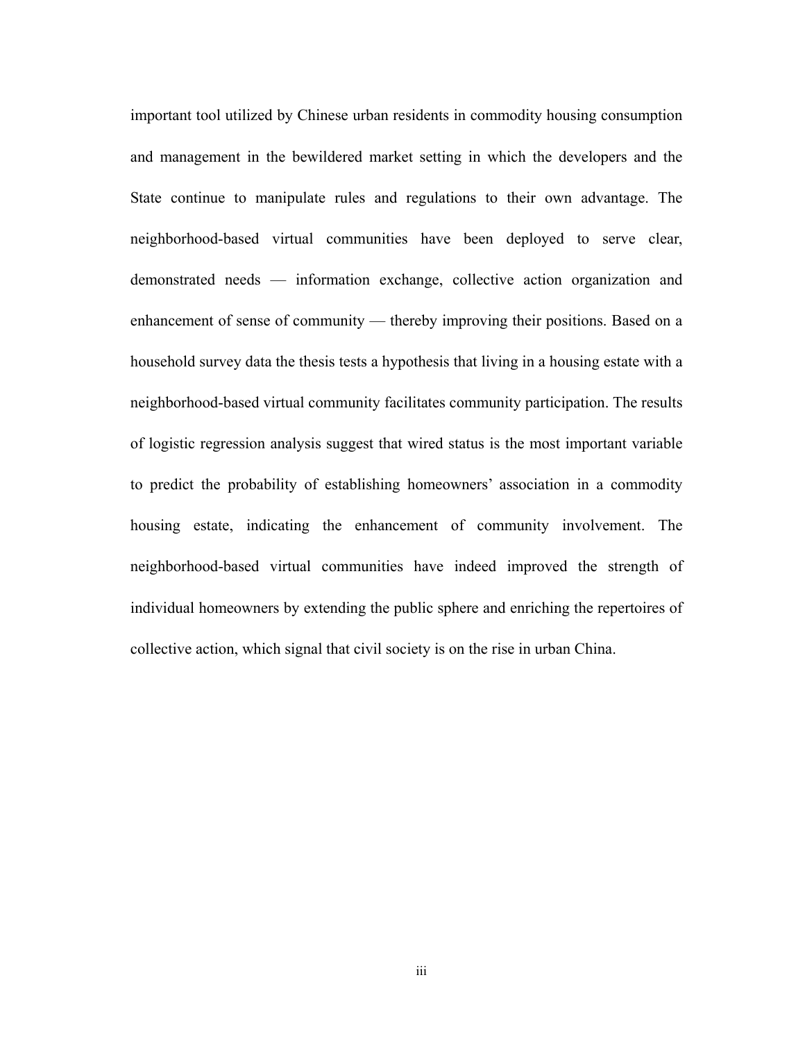important tool utilized by Chinese urban residents in commodity housing consumption and management in the bewildered market setting in which the developers and the State continue to manipulate rules and regulations to their own advantage. The neighborhood-based virtual communities have been deployed to serve clear, demonstrated needs — information exchange, collective action organization and enhancement of sense of community — thereby improving their positions. Based on a household survey data the thesis tests a hypothesis that living in a housing estate with a neighborhood-based virtual community facilitates community participation. The results of logistic regression analysis suggest that wired status is the most important variable to predict the probability of establishing homeowners' association in a commodity housing estate, indicating the enhancement of community involvement. The neighborhood-based virtual communities have indeed improved the strength of individual homeowners by extending the public sphere and enriching the repertoires of collective action, which signal that civil society is on the rise in urban China.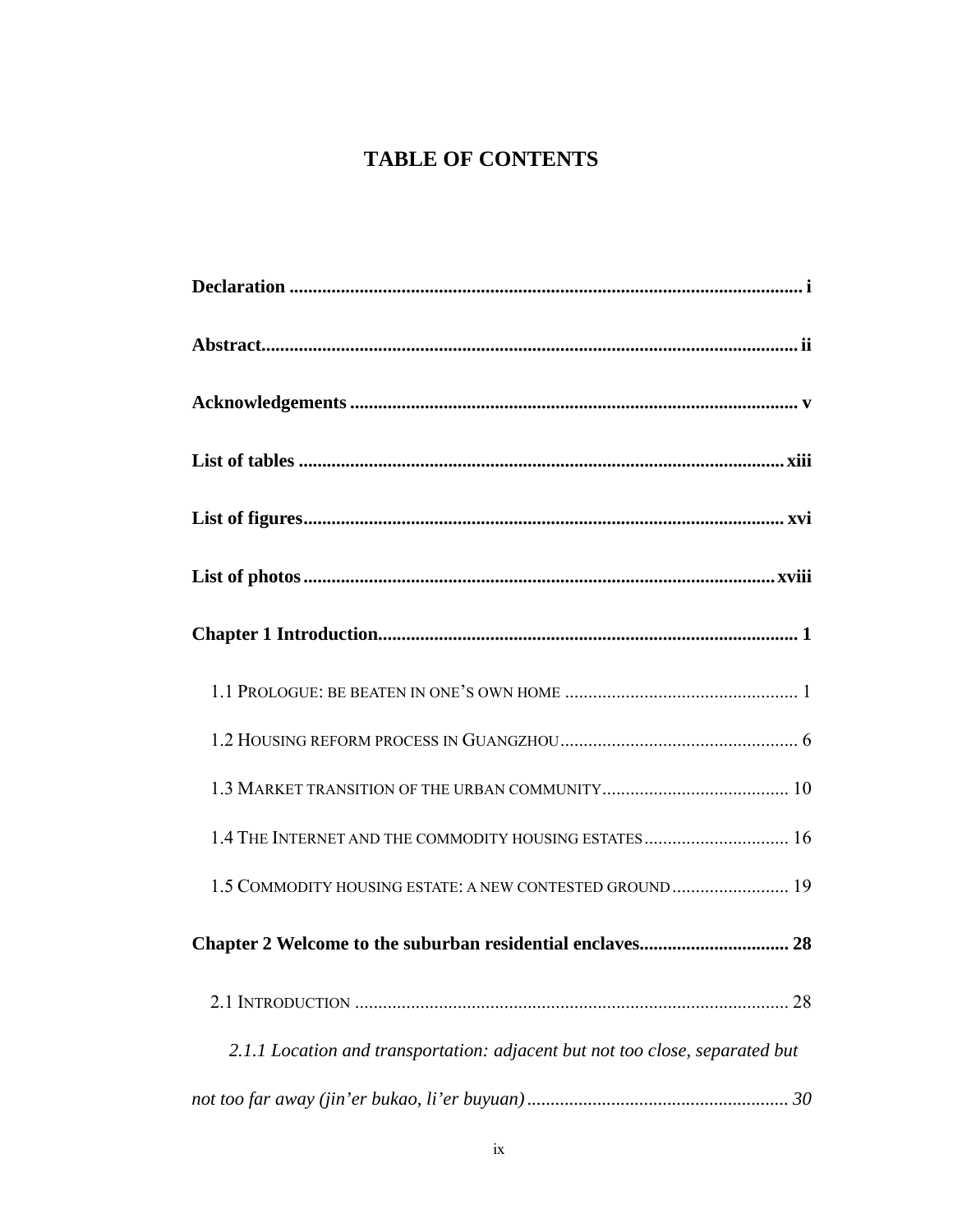# TABLE OF CONTENTS

**Declaration** ............................................................................................................ **i**

**Abstract**................................................................................................................. **ii**

**Acknowledgements** .............................................................................................. **v**

**List of tables** ...................................................................................................... **xiii**

**List of figures**...................................................................................................... **xvi**

**List of photos**.................................................................................................... **xviii**

**Chapter 1 Introduction**......................................................................................... **1**

1.1 PROLOGUE: BE BEATEN IN ONE'S OWN HOME .................................................. 1

1.2 HOUSING REFORM PROCESS IN GUANGZHOU................................................... 6

1.3 MARKET TRANSITION OF THE URBAN COMMUNITY........................................ 10

1.4 THE INTERNET AND THE COMMODITY HOUSING ESTATES............................... 16

1.5 COMMODITY HOUSING ESTATE: A NEW CONTESTED GROUND......................... 19

**Chapter 2 Welcome to the suburban residential enclaves**................................ **28**

2.1 INTRODUCTION ............................................................................................ 28

*2.1.1 Location and transportation: adjacent but not too close, separated but not too far away (jin'er bukao, li'er buyuan)*........................................................ *30*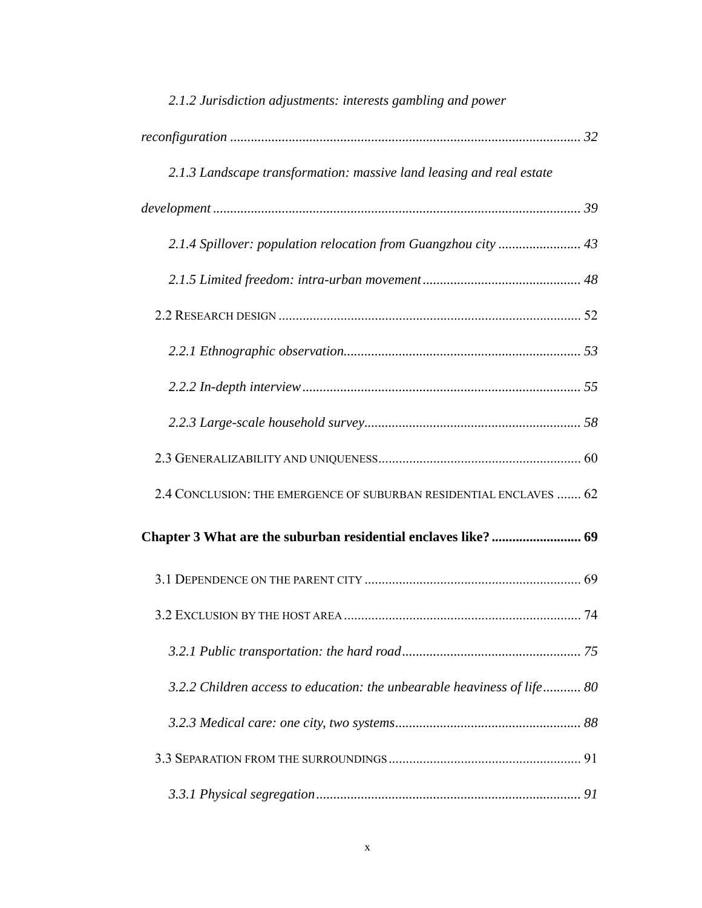*2.1.2 Jurisdiction adjustments: interests gambling and power reconfiguration* ..................................................................................................... *32*

*2.1.3 Landscape transformation: massive land leasing and real estate development* .......................................................................................................... *39*

*2.1.4 Spillover: population relocation from Guangzhou city* ........................ *43*

*2.1.5 Limited freedom: intra-urban movement* .............................................. *48*

2.2 Research design ...................................................................................... 52

*2.2.1 Ethnographic observation*.................................................................... *53*

*2.2.2 In-depth interview* ................................................................................ *55*

*2.2.3 Large-scale household survey*............................................................... *58*

2.3 Generalizability and uniqueness........................................................... 60

2.4 Conclusion: the emergence of suburban residential enclaves ....... 62

**Chapter 3 What are the suburban residential enclaves like? .......................... 69**

3.1 Dependence on the parent city .............................................................. 69

3.2 Exclusion by the host area ..................................................................... 74

*3.2.1 Public transportation: the hard road* .................................................... *75*

*3.2.2 Children access to education: the unbearable heaviness of life* ........... *80*

*3.2.3 Medical care: one city, two systems* ..................................................... *88*

3.3 Separation from the surroundings ....................................................... 91

*3.3.1 Physical segregation* ............................................................................ *91*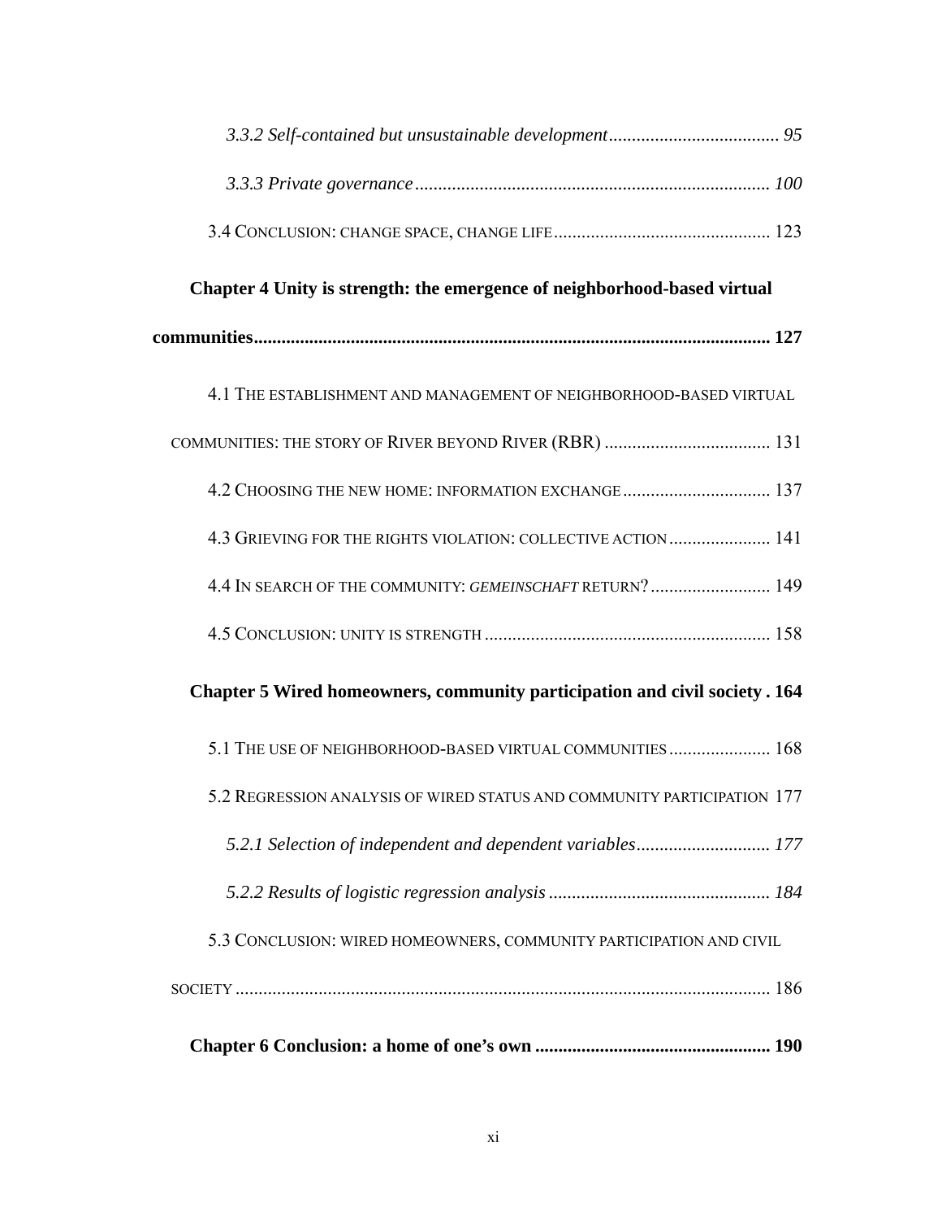*3.3.2 Self-contained but unsustainable development* ..................................... *95*

*3.3.3 Private governance* ............................................................................ *100*

3.4 CONCLUSION: CHANGE SPACE, CHANGE LIFE .............................................. 123

**Chapter 4 Unity is strength: the emergence of neighborhood-based virtual communities** ................................................................................................................ **127**

4.1 THE ESTABLISHMENT AND MANAGEMENT OF NEIGHBORHOOD-BASED VIRTUAL COMMUNITIES: THE STORY OF RIVER BEYOND RIVER (RBR) .................................... 131

4.2 CHOOSING THE NEW HOME: INFORMATION EXCHANGE ................................ 137

4.3 GRIEVING FOR THE RIGHTS VIOLATION: COLLECTIVE ACTION ...................... 141

4.4 IN SEARCH OF THE COMMUNITY: *GEMEINSCHAFT* RETURN? .......................... 149

4.5 CONCLUSION: UNITY IS STRENGTH ............................................................. 158

**Chapter 5 Wired homeowners, community participation and civil society . 164**

5.1 THE USE OF NEIGHBORHOOD-BASED VIRTUAL COMMUNITIES ...................... 168

5.2 REGRESSION ANALYSIS OF WIRED STATUS AND COMMUNITY PARTICIPATION 177

*5.2.1 Selection of independent and dependent variables* ............................. *177*

*5.2.2 Results of logistic regression analysis* ................................................ *184*

5.3 CONCLUSION: WIRED HOMEOWNERS, COMMUNITY PARTICIPATION AND CIVIL SOCIETY .................................................................................................................... 186

**Chapter 6 Conclusion: a home of one's own** .................................................. **190**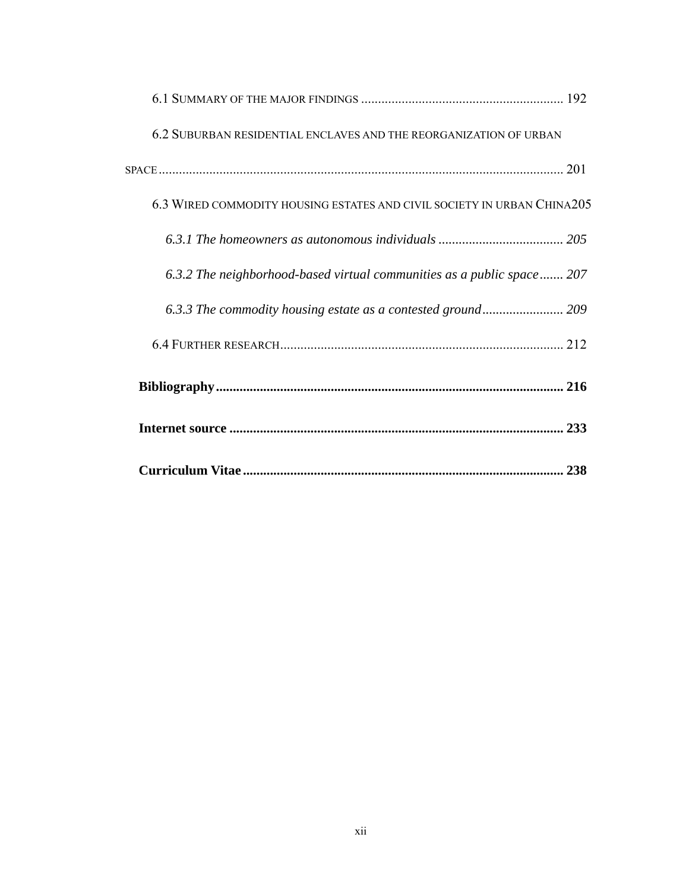6.1 SUMMARY OF THE MAJOR FINDINGS ............................................................ 192

6.2 SUBURBAN RESIDENTIAL ENCLAVES AND THE REORGANIZATION OF URBAN SPACE ........................................................................................................................ 201

6.3 WIRED COMMODITY HOUSING ESTATES AND CIVIL SOCIETY IN URBAN CHINA 205

*6.3.1 The homeowners as autonomous individuals ..................................... 205*

*6.3.2 The neighborhood-based virtual communities as a public space ....... 207*

*6.3.3 The commodity housing estate as a contested ground ........................ 209*

6.4 FURTHER RESEARCH .................................................................................... 212

**Bibliography ...................................................................................................... 216**

**Internet source .................................................................................................. 233**

**Curriculum Vitae .............................................................................................. 238**